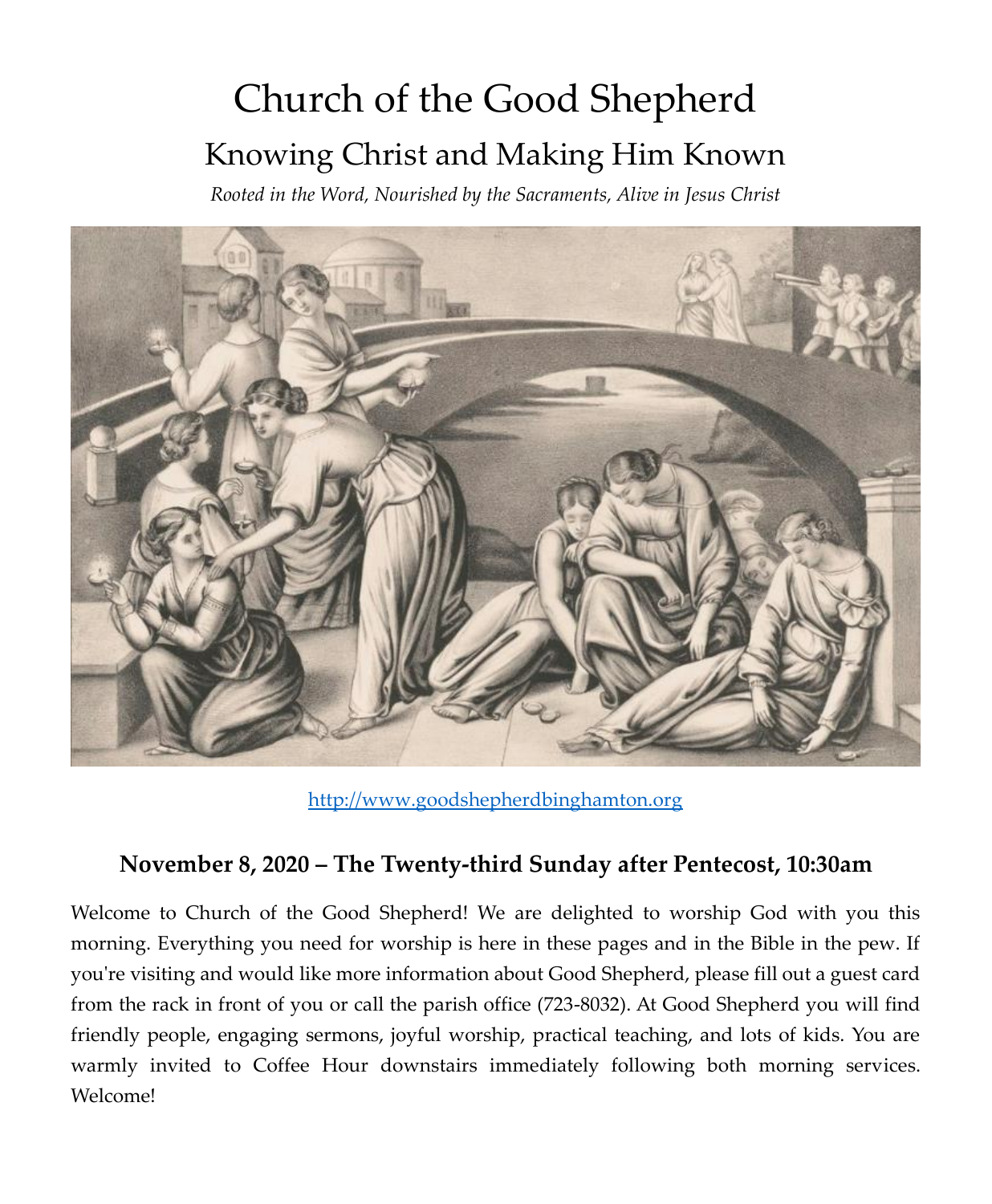# Church of the Good Shepherd

## Knowing Christ and Making Him Known

*Rooted in the Word, Nourished by the Sacraments, Alive in Jesus Christ*

http://www.goodshepherdbinghamton.org

### November 8, 2020 – The Twenty-third Sunday after Pentecost, 10:30am

Welcome to Church of the Good Shepherd! We are delighted to worship God with you this morning. Everything you need for worship is here in these pages and in the Bible in the pew. If you're visiting and would like more information about Good Shepherd, please fill out a guest card from the rack in front of you or call the parish office (723-8032). At Good Shepherd you will find friendly people, engaging sermons, joyful worship, practical teaching, and lots of kids. You are warmly invited to Coffee Hour downstairs immediately following both morning services. Welcome!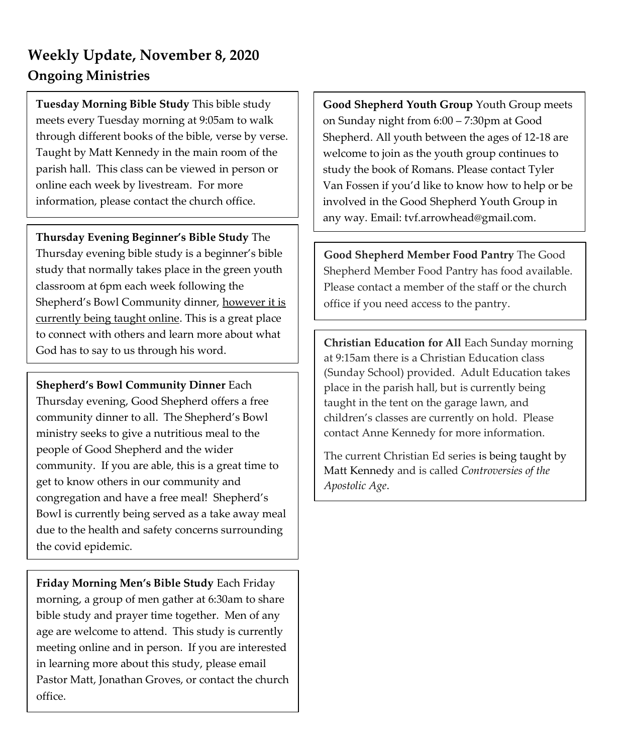# Weekly Update, November 8, 2020

## Ongoing Ministries

**Tuesday Morning Bible Study** This bible study meets every Tuesday morning at 9:05am to walk through different books of the bible, verse by verse. Taught by Matt Kennedy in the main room of the parish hall. This class can be viewed in person or online each week by livestream. For more information, please contact the church office.

**Thursday Evening Beginner's Bible Study** The Thursday evening bible study is a beginner's bible study that normally takes place in the green youth classroom at 6pm each week following the Shepherd's Bowl Community dinner, however it is currently being taught online. This is a great place to connect with others and learn more about what God has to say to us through his word.

**Shepherd's Bowl Community Dinner** Each Thursday evening, Good Shepherd offers a free community dinner to all. The Shepherd's Bowl ministry seeks to give a nutritious meal to the people of Good Shepherd and the wider community. If you are able, this is a great time to get to know others in our community and congregation and have a free meal! Shepherd's Bowl is currently being served as a take away meal due to the health and safety concerns surrounding the covid epidemic.

**Friday Morning Men's Bible Study** Each Friday morning, a group of men gather at 6:30am to share bible study and prayer time together. Men of any age are welcome to attend. This study is currently meeting online and in person. If you are interested in learning more about this study, please email Pastor Matt, Jonathan Groves, or contact the church office.

**Good Shepherd Youth Group** Youth Group meets on Sunday night from 6:00 – 7:30pm at Good Shepherd. All youth between the ages of 12-18 are welcome to join as the youth group continues to study the book of Romans. Please contact Tyler Van Fossen if you'd like to know how to help or be involved in the Good Shepherd Youth Group in any way. Email: tvf.arrowhead@gmail.com.

**Good Shepherd Member Food Pantry** The Good Shepherd Member Food Pantry has food available. Please contact a member of the staff or the church office if you need access to the pantry.

**Christian Education for All** Each Sunday morning at 9:15am there is a Christian Education class (Sunday School) provided. Adult Education takes place in the parish hall, but is currently being taught in the tent on the garage lawn, and children's classes are currently on hold. Please contact Anne Kennedy for more information.

The current Christian Ed series is being taught by Matt Kennedy and is called *Controversies of the Apostolic Age*.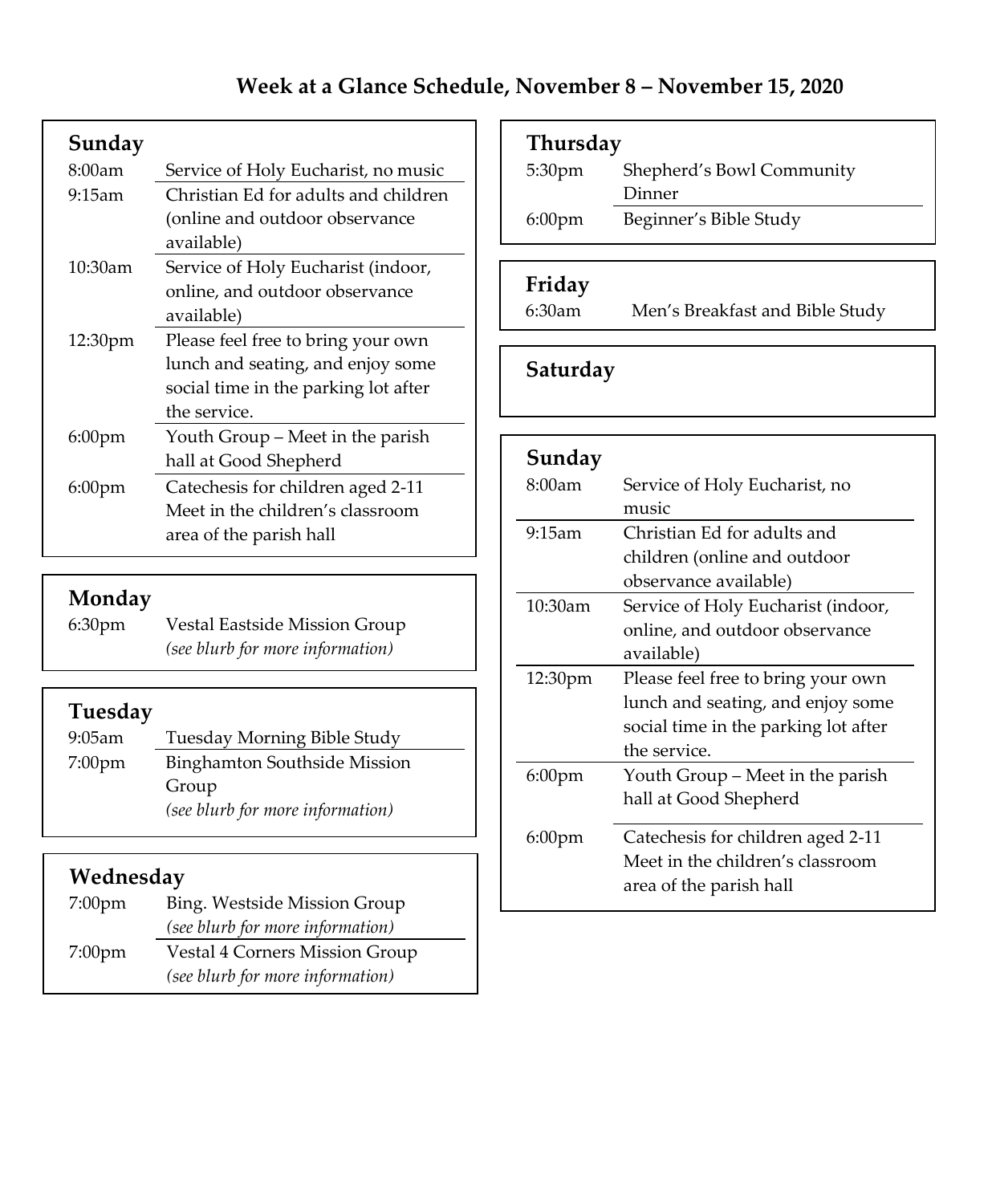# Week at a Glance Schedule, November 8 – November 15, 2020

## Sunday

| Time | Event |
|---|---|
| 8:00am | Service of Holy Eucharist, no music |
| 9:15am | Christian Ed for adults and children (online and outdoor observance available) |
| 10:30am | Service of Holy Eucharist (indoor, online, and outdoor observance available) |
| 12:30pm | Please feel free to bring your own lunch and seating, and enjoy some social time in the parking lot after the service. |
| 6:00pm | Youth Group – Meet in the parish hall at Good Shepherd |
| 6:00pm | Catechesis for children aged 2-11 Meet in the children's classroom area of the parish hall |

## Monday

| Time | Event |
|---|---|
| 6:30pm | Vestal Eastside Mission Group *(see blurb for more information)* |

## Tuesday

| Time | Event |
|---|---|
| 9:05am | Tuesday Morning Bible Study |
| 7:00pm | Binghamton Southside Mission Group *(see blurb for more information)* |

## Wednesday

| Time | Event |
|---|---|
| 7:00pm | Bing. Westside Mission Group *(see blurb for more information)* |
| 7:00pm | Vestal 4 Corners Mission Group *(see blurb for more information)* |

## Thursday

| Time | Event |
|---|---|
| 5:30pm | Shepherd's Bowl Community Dinner |
| 6:00pm | Beginner's Bible Study |

## Friday

| Time | Event |
|---|---|
| 6:30am | Men's Breakfast and Bible Study |

## Saturday

## Sunday

| Time | Event |
|---|---|
| 8:00am | Service of Holy Eucharist, no music |
| 9:15am | Christian Ed for adults and children (online and outdoor observance available) |
| 10:30am | Service of Holy Eucharist (indoor, online, and outdoor observance available) |
| 12:30pm | Please feel free to bring your own lunch and seating, and enjoy some social time in the parking lot after the service. |
| 6:00pm | Youth Group – Meet in the parish hall at Good Shepherd |
| 6:00pm | Catechesis for children aged 2-11 Meet in the children's classroom area of the parish hall |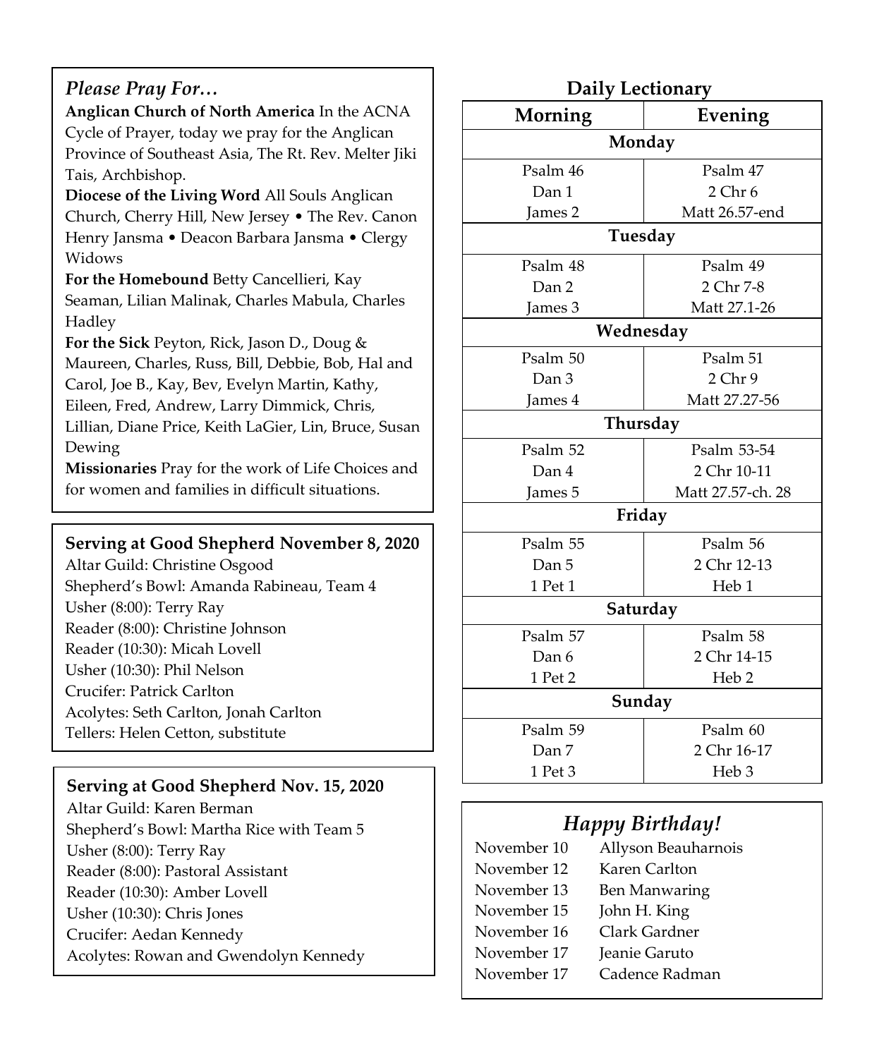### *Please Pray For…*

**Anglican Church of North America** In the ACNA Cycle of Prayer, today we pray for the Anglican Province of Southeast Asia, The Rt. Rev. Melter Jiki Tais, Archbishop.

**Diocese of the Living Word** All Souls Anglican Church, Cherry Hill, New Jersey • The Rev. Canon Henry Jansma • Deacon Barbara Jansma • Clergy Widows

**For the Homebound** Betty Cancellieri, Kay Seaman, Lilian Malinak, Charles Mabula, Charles Hadley

**For the Sick** Peyton, Rick, Jason D., Doug & Maureen, Charles, Russ, Bill, Debbie, Bob, Hal and Carol, Joe B., Kay, Bev, Evelyn Martin, Kathy, Eileen, Fred, Andrew, Larry Dimmick, Chris, Lillian, Diane Price, Keith LaGier, Lin, Bruce, Susan Dewing

**Missionaries** Pray for the work of Life Choices and for women and families in difficult situations.

### Serving at Good Shepherd November 8, 2020

Altar Guild: Christine Osgood
Shepherd's Bowl: Amanda Rabineau, Team 4
Usher (8:00): Terry Ray
Reader (8:00): Christine Johnson
Reader (10:30): Micah Lovell
Usher (10:30): Phil Nelson
Crucifer: Patrick Carlton
Acolytes: Seth Carlton, Jonah Carlton
Tellers: Helen Cetton, substitute

### Serving at Good Shepherd Nov. 15, 2020

Altar Guild: Karen Berman
Shepherd's Bowl: Martha Rice with Team 5
Usher (8:00): Terry Ray
Reader (8:00): Pastoral Assistant
Reader (10:30): Amber Lovell
Usher (10:30): Chris Jones
Crucifer: Aedan Kennedy
Acolytes: Rowan and Gwendolyn Kennedy

### Daily Lectionary

| Morning | Evening |
|---|---|
| **Monday** | |
| Psalm 46<br>Dan 1<br>James 2 | Psalm 47<br>2 Chr 6<br>Matt 26.57-end |
| **Tuesday** | |
| Psalm 48<br>Dan 2<br>James 3 | Psalm 49<br>2 Chr 7-8<br>Matt 27.1-26 |
| **Wednesday** | |
| Psalm 50<br>Dan 3<br>James 4 | Psalm 51<br>2 Chr 9<br>Matt 27.27-56 |
| **Thursday** | |
| Psalm 52<br>Dan 4<br>James 5 | Psalm 53-54<br>2 Chr 10-11<br>Matt 27.57-ch. 28 |
| **Friday** | |
| Psalm 55<br>Dan 5<br>1 Pet 1 | Psalm 56<br>2 Chr 12-13<br>Heb 1 |
| **Saturday** | |
| Psalm 57<br>Dan 6<br>1 Pet 2 | Psalm 58<br>2 Chr 14-15<br>Heb 2 |
| **Sunday** | |
| Psalm 59<br>Dan 7<br>1 Pet 3 | Psalm 60<br>2 Chr 16-17<br>Heb 3 |

### *Happy Birthday!*

| | |
|---|---|
| November 10 | Allyson Beauharnois |
| November 12 | Karen Carlton |
| November 13 | Ben Manwaring |
| November 15 | John H. King |
| November 16 | Clark Gardner |
| November 17 | Jeanie Garuto |
| November 17 | Cadence Radman |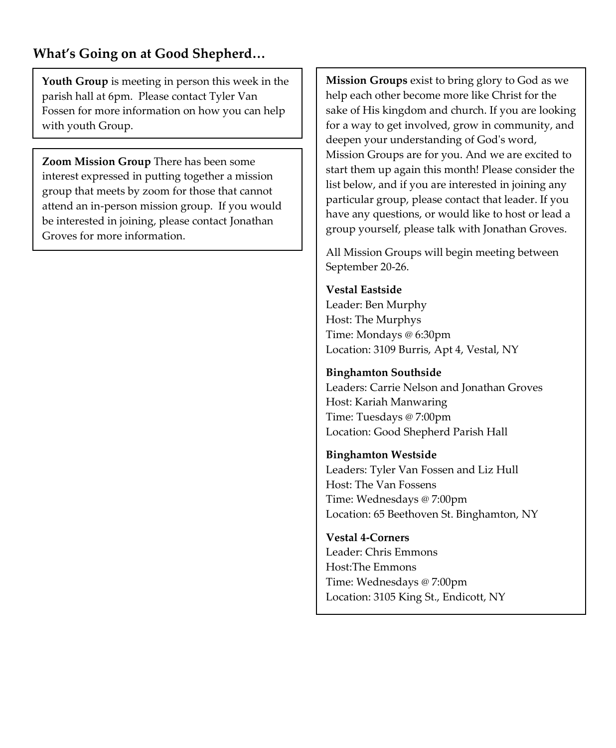## What's Going on at Good Shepherd…

**Youth Group** is meeting in person this week in the parish hall at 6pm. Please contact Tyler Van Fossen for more information on how you can help with youth Group.

**Zoom Mission Group** There has been some interest expressed in putting together a mission group that meets by zoom for those that cannot attend an in-person mission group. If you would be interested in joining, please contact Jonathan Groves for more information.

**Mission Groups** exist to bring glory to God as we help each other become more like Christ for the sake of His kingdom and church. If you are looking for a way to get involved, grow in community, and deepen your understanding of God's word, Mission Groups are for you. And we are excited to start them up again this month! Please consider the list below, and if you are interested in joining any particular group, please contact that leader. If you have any questions, or would like to host or lead a group yourself, please talk with Jonathan Groves.

All Mission Groups will begin meeting between September 20-26.

**Vestal Eastside**
Leader: Ben Murphy
Host: The Murphys
Time: Mondays @ 6:30pm
Location: 3109 Burris, Apt 4, Vestal, NY

**Binghamton Southside**
Leaders: Carrie Nelson and Jonathan Groves
Host: Kariah Manwaring
Time: Tuesdays @ 7:00pm
Location: Good Shepherd Parish Hall

**Binghamton Westside**
Leaders: Tyler Van Fossen and Liz Hull
Host: The Van Fossens
Time: Wednesdays @ 7:00pm
Location: 65 Beethoven St. Binghamton, NY

**Vestal 4-Corners**
Leader: Chris Emmons
Host:The Emmons
Time: Wednesdays @ 7:00pm
Location: 3105 King St., Endicott, NY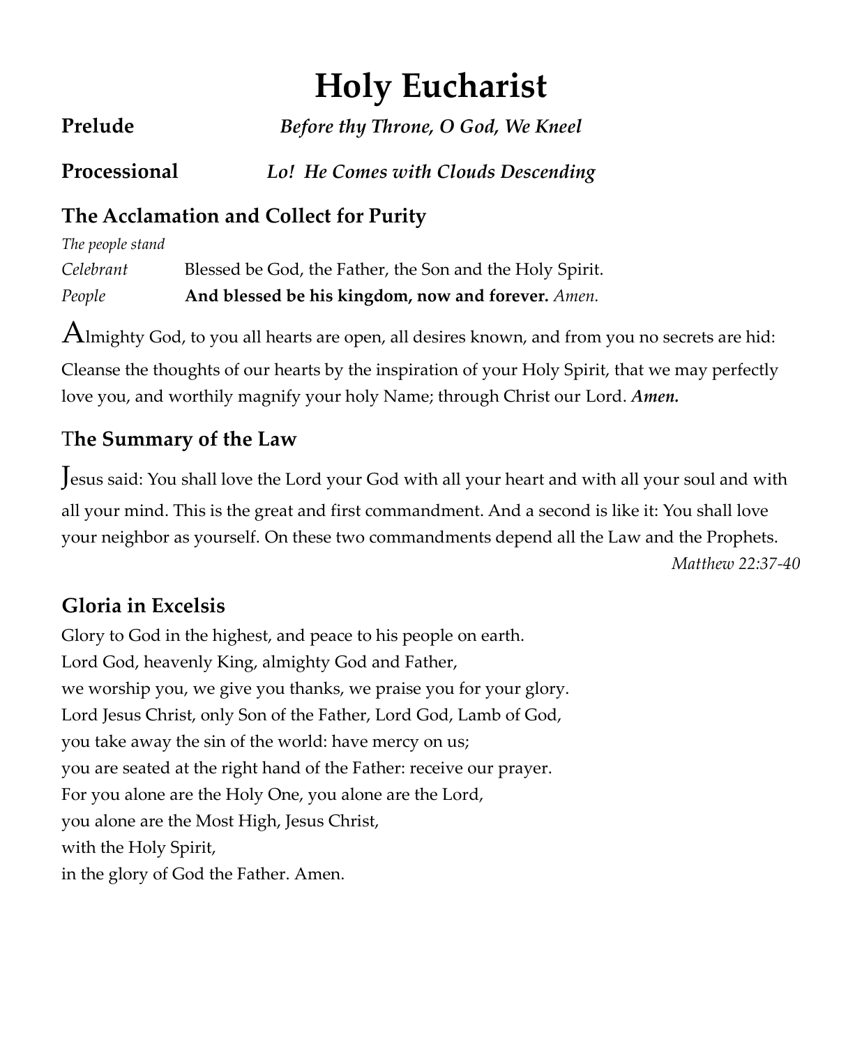# Holy Eucharist

**Prelude** *Before thy Throne, O God, We Kneel*

**Processional** *Lo! He Comes with Clouds Descending*

## The Acclamation and Collect for Purity

*The people stand*

*Celebrant* Blessed be God, the Father, the Son and the Holy Spirit.

*People* **And blessed be his kingdom, now and forever.** *Amen.*

Almighty God, to you all hearts are open, all desires known, and from you no secrets are hid: Cleanse the thoughts of our hearts by the inspiration of your Holy Spirit, that we may perfectly love you, and worthily magnify your holy Name; through Christ our Lord. ***Amen.***

## The Summary of the Law

Jesus said: You shall love the Lord your God with all your heart and with all your soul and with all your mind. This is the great and first commandment. And a second is like it: You shall love your neighbor as yourself. On these two commandments depend all the Law and the Prophets.

*Matthew 22:37-40*

## Gloria in Excelsis

Glory to God in the highest, and peace to his people on earth.
Lord God, heavenly King, almighty God and Father,
we worship you, we give you thanks, we praise you for your glory.
Lord Jesus Christ, only Son of the Father, Lord God, Lamb of God,
you take away the sin of the world: have mercy on us;
you are seated at the right hand of the Father: receive our prayer.
For you alone are the Holy One, you alone are the Lord,
you alone are the Most High, Jesus Christ,
with the Holy Spirit,
in the glory of God the Father. Amen.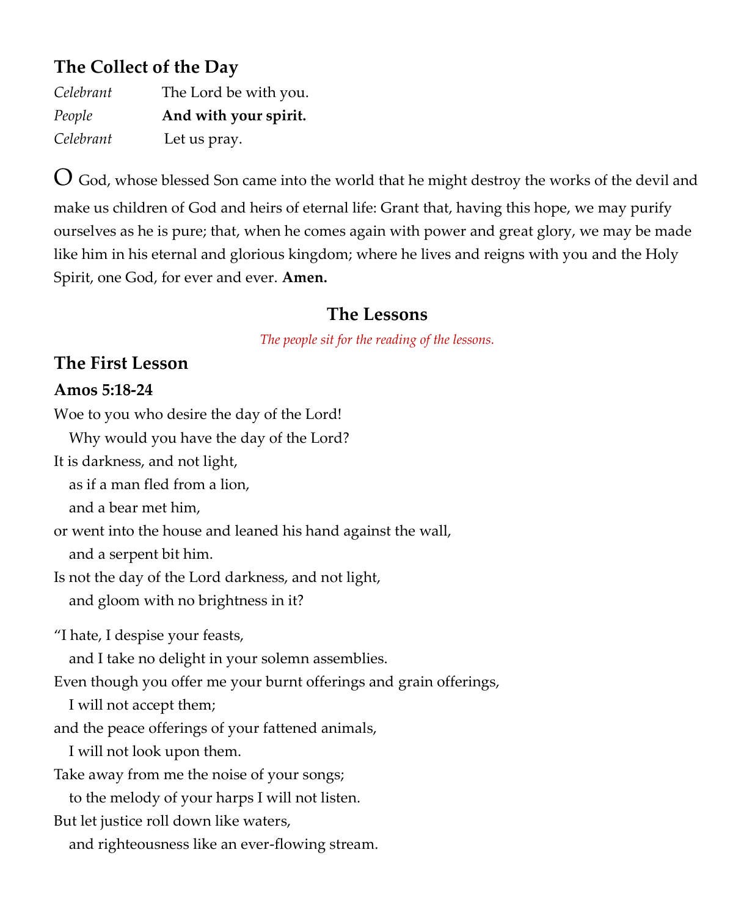## The Collect of the Day

*Celebrant* The Lord be with you.
*People* **And with your spirit.**
*Celebrant* Let us pray.

O God, whose blessed Son came into the world that he might destroy the works of the devil and make us children of God and heirs of eternal life: Grant that, having this hope, we may purify ourselves as he is pure; that, when he comes again with power and great glory, we may be made like him in his eternal and glorious kingdom; where he lives and reigns with you and the Holy Spirit, one God, for ever and ever. **Amen.**

## The Lessons

*The people sit for the reading of the lessons.*

## The First Lesson

### Amos 5:18-24

Woe to you who desire the day of the Lord!
   Why would you have the day of the Lord?
It is darkness, and not light,
   as if a man fled from a lion,
   and a bear met him,
or went into the house and leaned his hand against the wall,
   and a serpent bit him.
Is not the day of the Lord darkness, and not light,
   and gloom with no brightness in it?

"I hate, I despise your feasts,
   and I take no delight in your solemn assemblies.
Even though you offer me your burnt offerings and grain offerings,
   I will not accept them;
and the peace offerings of your fattened animals,
   I will not look upon them.
Take away from me the noise of your songs;
   to the melody of your harps I will not listen.
But let justice roll down like waters,
   and righteousness like an ever-flowing stream.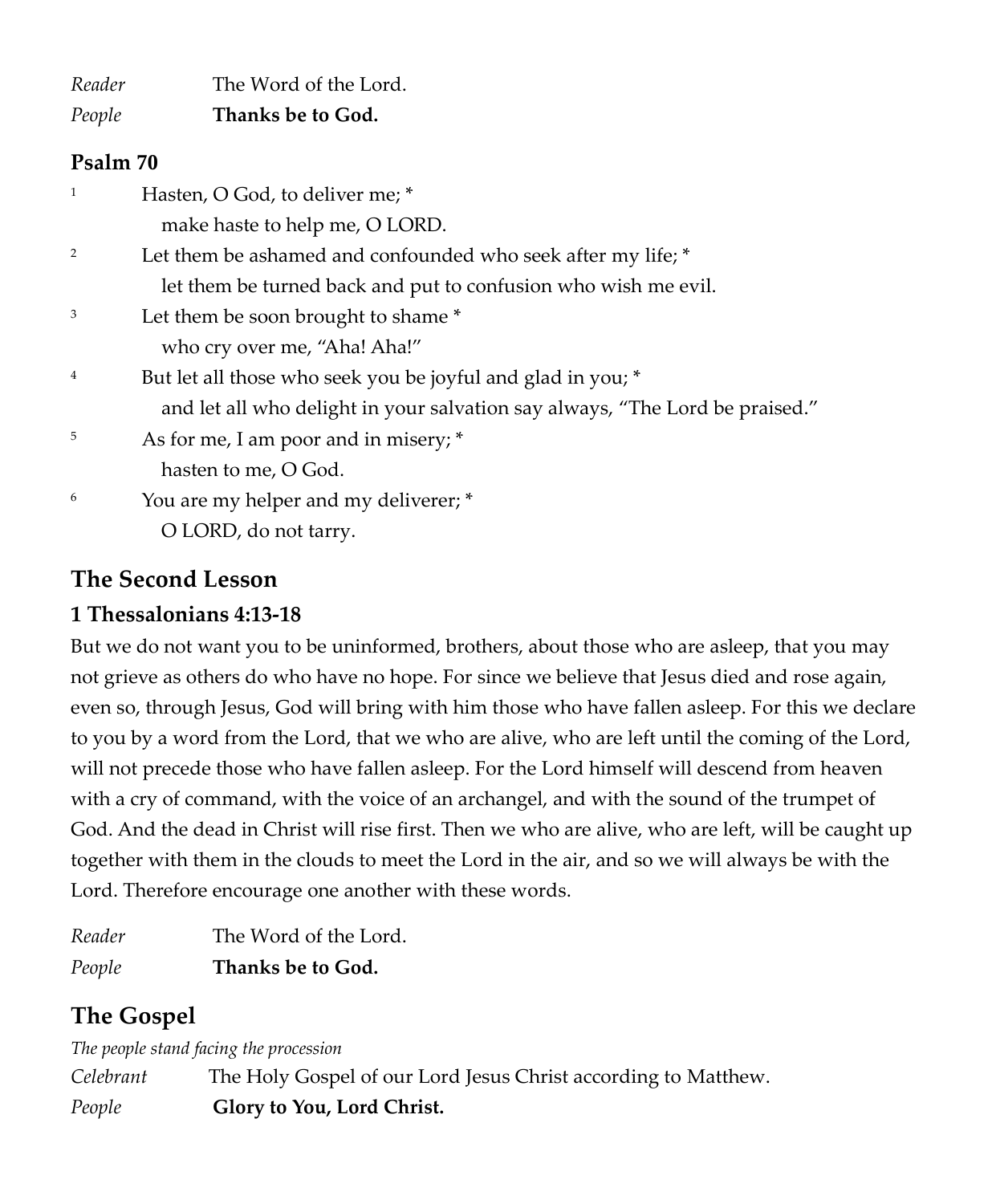*Reader* The Word of the Lord.
*People* **Thanks be to God.**

### Psalm 70

1 Hasten, O God, to deliver me; *
  make haste to help me, O LORD.

2 Let them be ashamed and confounded who seek after my life; *
  let them be turned back and put to confusion who wish me evil.

3 Let them be soon brought to shame *
  who cry over me, "Aha! Aha!"

4 But let all those who seek you be joyful and glad in you; *
  and let all who delight in your salvation say always, "The Lord be praised."

5 As for me, I am poor and in misery; *
  hasten to me, O God.

6 You are my helper and my deliverer; *
  O LORD, do not tarry.

## The Second Lesson

### 1 Thessalonians 4:13-18

But we do not want you to be uninformed, brothers, about those who are asleep, that you may not grieve as others do who have no hope. For since we believe that Jesus died and rose again, even so, through Jesus, God will bring with him those who have fallen asleep. For this we declare to you by a word from the Lord, that we who are alive, who are left until the coming of the Lord, will not precede those who have fallen asleep. For the Lord himself will descend from heaven with a cry of command, with the voice of an archangel, and with the sound of the trumpet of God. And the dead in Christ will rise first. Then we who are alive, who are left, will be caught up together with them in the clouds to meet the Lord in the air, and so we will always be with the Lord. Therefore encourage one another with these words.

*Reader* The Word of the Lord.
*People* **Thanks be to God.**

## The Gospel

*The people stand facing the procession*

*Celebrant* The Holy Gospel of our Lord Jesus Christ according to Matthew.
*People* **Glory to You, Lord Christ.**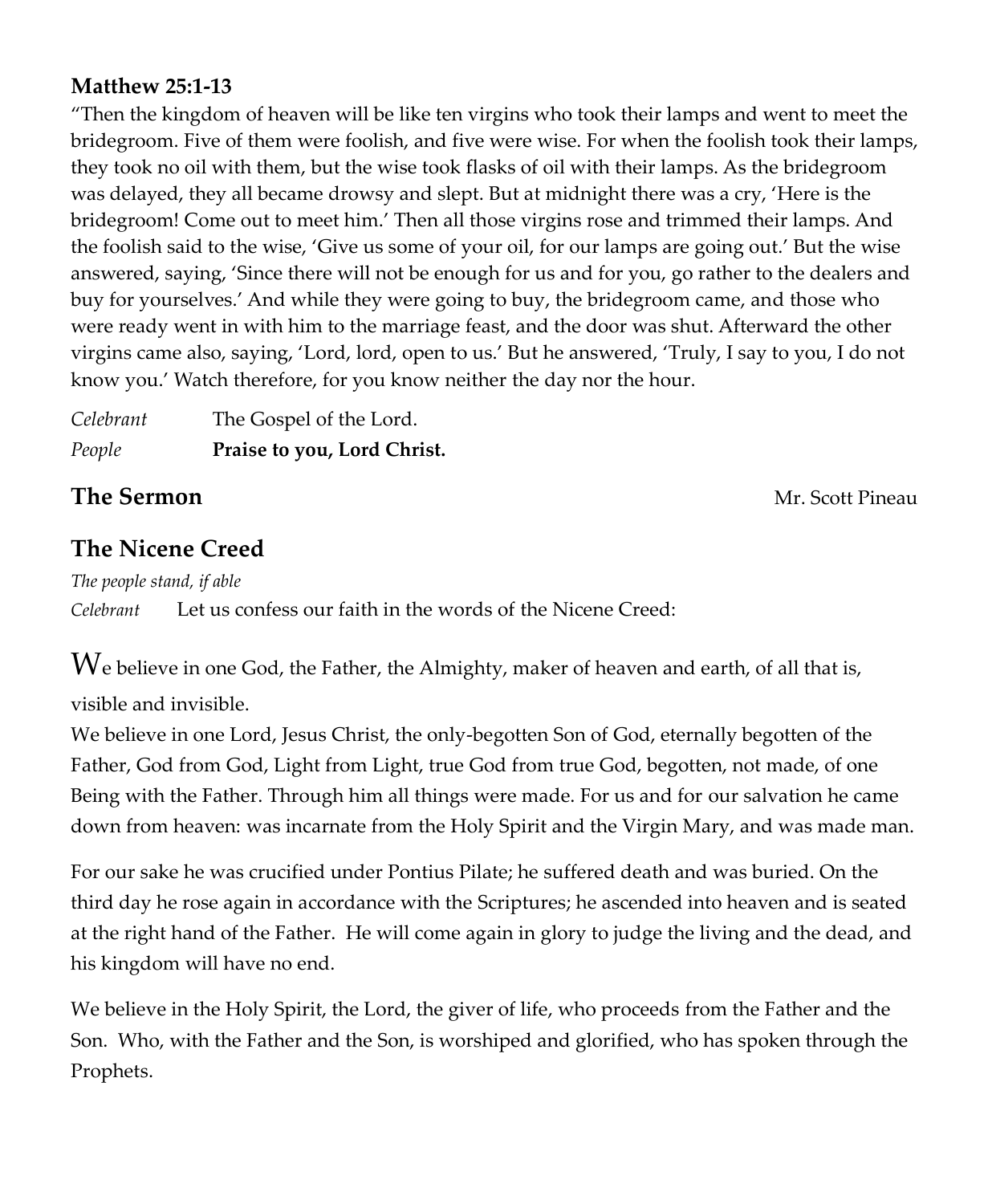**Matthew 25:1-13**

"Then the kingdom of heaven will be like ten virgins who took their lamps and went to meet the bridegroom. Five of them were foolish, and five were wise. For when the foolish took their lamps, they took no oil with them, but the wise took flasks of oil with their lamps. As the bridegroom was delayed, they all became drowsy and slept. But at midnight there was a cry, 'Here is the bridegroom! Come out to meet him.' Then all those virgins rose and trimmed their lamps. And the foolish said to the wise, 'Give us some of your oil, for our lamps are going out.' But the wise answered, saying, 'Since there will not be enough for us and for you, go rather to the dealers and buy for yourselves.' And while they were going to buy, the bridegroom came, and those who were ready went in with him to the marriage feast, and the door was shut. Afterward the other virgins came also, saying, 'Lord, lord, open to us.' But he answered, 'Truly, I say to you, I do not know you.' Watch therefore, for you know neither the day nor the hour.

*Celebrant* The Gospel of the Lord.
*People* **Praise to you, Lord Christ.**

## The Sermon

Mr. Scott Pineau

## The Nicene Creed

*The people stand, if able*
*Celebrant* Let us confess our faith in the words of the Nicene Creed:

We believe in one God, the Father, the Almighty, maker of heaven and earth, of all that is, visible and invisible.
We believe in one Lord, Jesus Christ, the only-begotten Son of God, eternally begotten of the Father, God from God, Light from Light, true God from true God, begotten, not made, of one Being with the Father. Through him all things were made. For us and for our salvation he came down from heaven: was incarnate from the Holy Spirit and the Virgin Mary, and was made man.

For our sake he was crucified under Pontius Pilate; he suffered death and was buried. On the third day he rose again in accordance with the Scriptures; he ascended into heaven and is seated at the right hand of the Father. He will come again in glory to judge the living and the dead, and his kingdom will have no end.

We believe in the Holy Spirit, the Lord, the giver of life, who proceeds from the Father and the Son. Who, with the Father and the Son, is worshiped and glorified, who has spoken through the Prophets.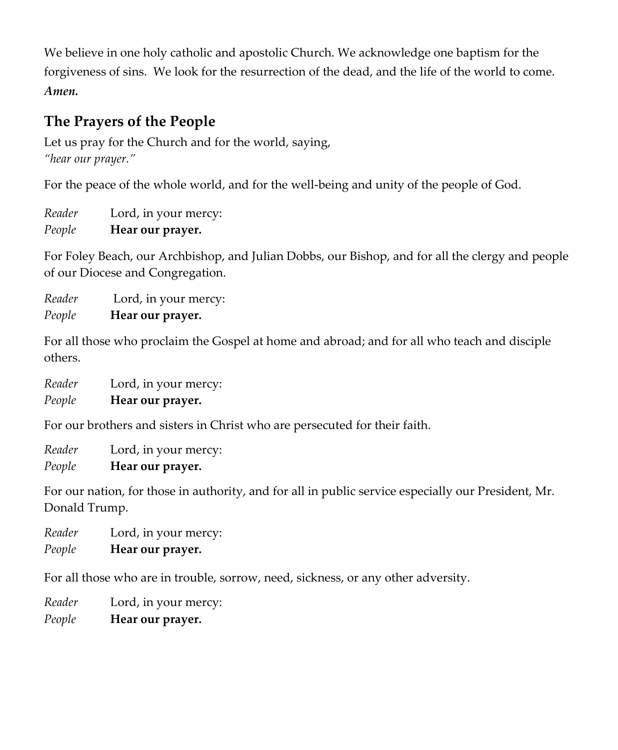We believe in one holy catholic and apostolic Church. We acknowledge one baptism for the forgiveness of sins. We look for the resurrection of the dead, and the life of the world to come. ***Amen.***

## The Prayers of the People

Let us pray for the Church and for the world, saying,
*"hear our prayer."*

For the peace of the whole world, and for the well-being and unity of the people of God.

*Reader* Lord, in your mercy:
*People* **Hear our prayer.**

For Foley Beach, our Archbishop, and Julian Dobbs, our Bishop, and for all the clergy and people of our Diocese and Congregation.

*Reader* Lord, in your mercy:
*People* **Hear our prayer.**

For all those who proclaim the Gospel at home and abroad; and for all who teach and disciple others.

*Reader* Lord, in your mercy:
*People* **Hear our prayer.**

For our brothers and sisters in Christ who are persecuted for their faith.

*Reader* Lord, in your mercy:
*People* **Hear our prayer.**

For our nation, for those in authority, and for all in public service especially our President, Mr. Donald Trump.

*Reader* Lord, in your mercy:
*People* **Hear our prayer.**

For all those who are in trouble, sorrow, need, sickness, or any other adversity.

*Reader* Lord, in your mercy:
*People* **Hear our prayer.**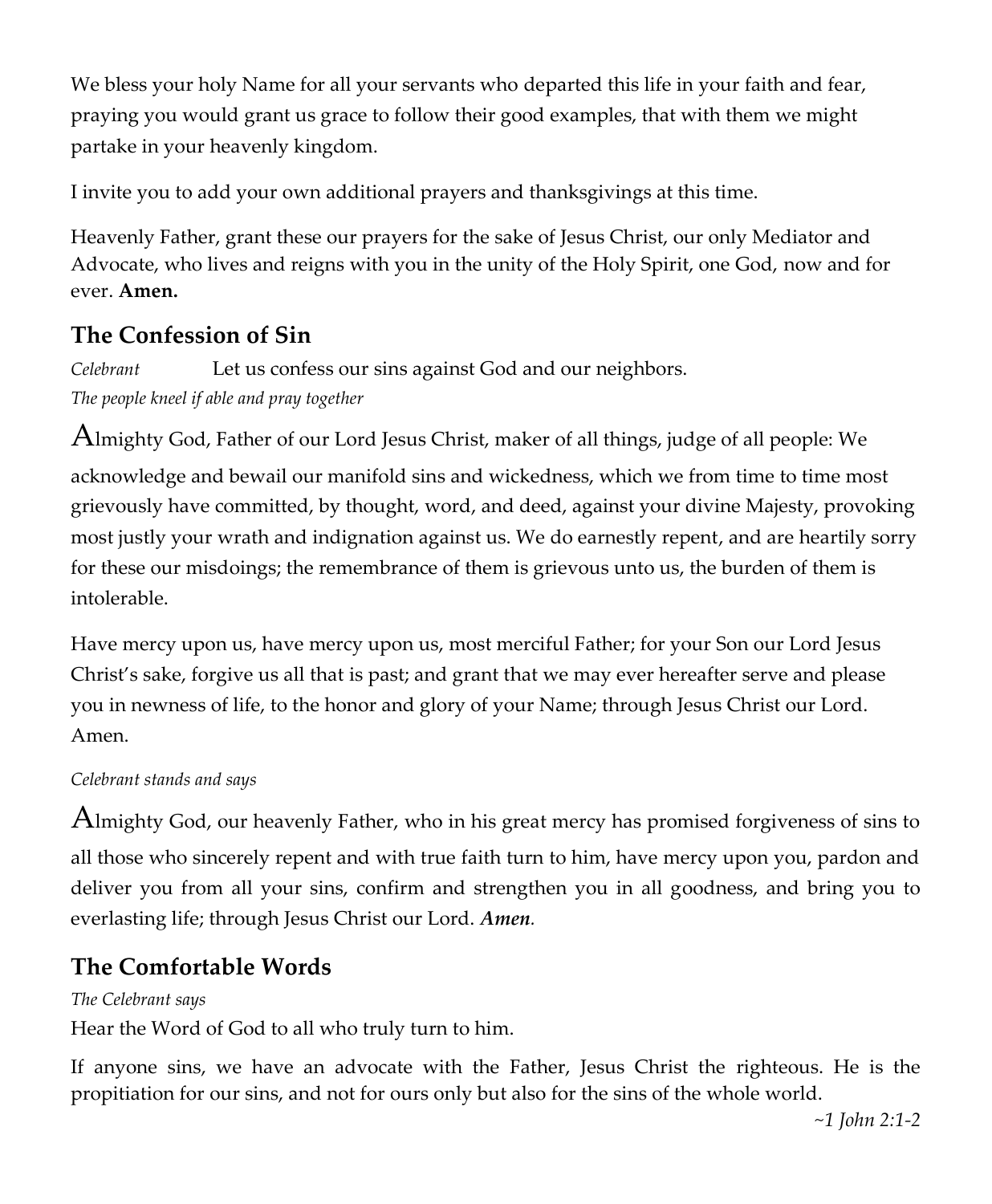We bless your holy Name for all your servants who departed this life in your faith and fear, praying you would grant us grace to follow their good examples, that with them we might partake in your heavenly kingdom.

I invite you to add your own additional prayers and thanksgivings at this time.

Heavenly Father, grant these our prayers for the sake of Jesus Christ, our only Mediator and Advocate, who lives and reigns with you in the unity of the Holy Spirit, one God, now and for ever. **Amen.**

## The Confession of Sin

*Celebrant* Let us confess our sins against God and our neighbors.

*The people kneel if able and pray together*

Almighty God, Father of our Lord Jesus Christ, maker of all things, judge of all people: We acknowledge and bewail our manifold sins and wickedness, which we from time to time most grievously have committed, by thought, word, and deed, against your divine Majesty, provoking most justly your wrath and indignation against us. We do earnestly repent, and are heartily sorry for these our misdoings; the remembrance of them is grievous unto us, the burden of them is intolerable.

Have mercy upon us, have mercy upon us, most merciful Father; for your Son our Lord Jesus Christ's sake, forgive us all that is past; and grant that we may ever hereafter serve and please you in newness of life, to the honor and glory of your Name; through Jesus Christ our Lord. Amen.

*Celebrant stands and says*

Almighty God, our heavenly Father, who in his great mercy has promised forgiveness of sins to all those who sincerely repent and with true faith turn to him, have mercy upon you, pardon and deliver you from all your sins, confirm and strengthen you in all goodness, and bring you to everlasting life; through Jesus Christ our Lord. ***Amen.***

## The Comfortable Words

*The Celebrant says*

Hear the Word of God to all who truly turn to him.

If anyone sins, we have an advocate with the Father, Jesus Christ the righteous. He is the propitiation for our sins, and not for ours only but also for the sins of the whole world.

*~1 John 2:1-2*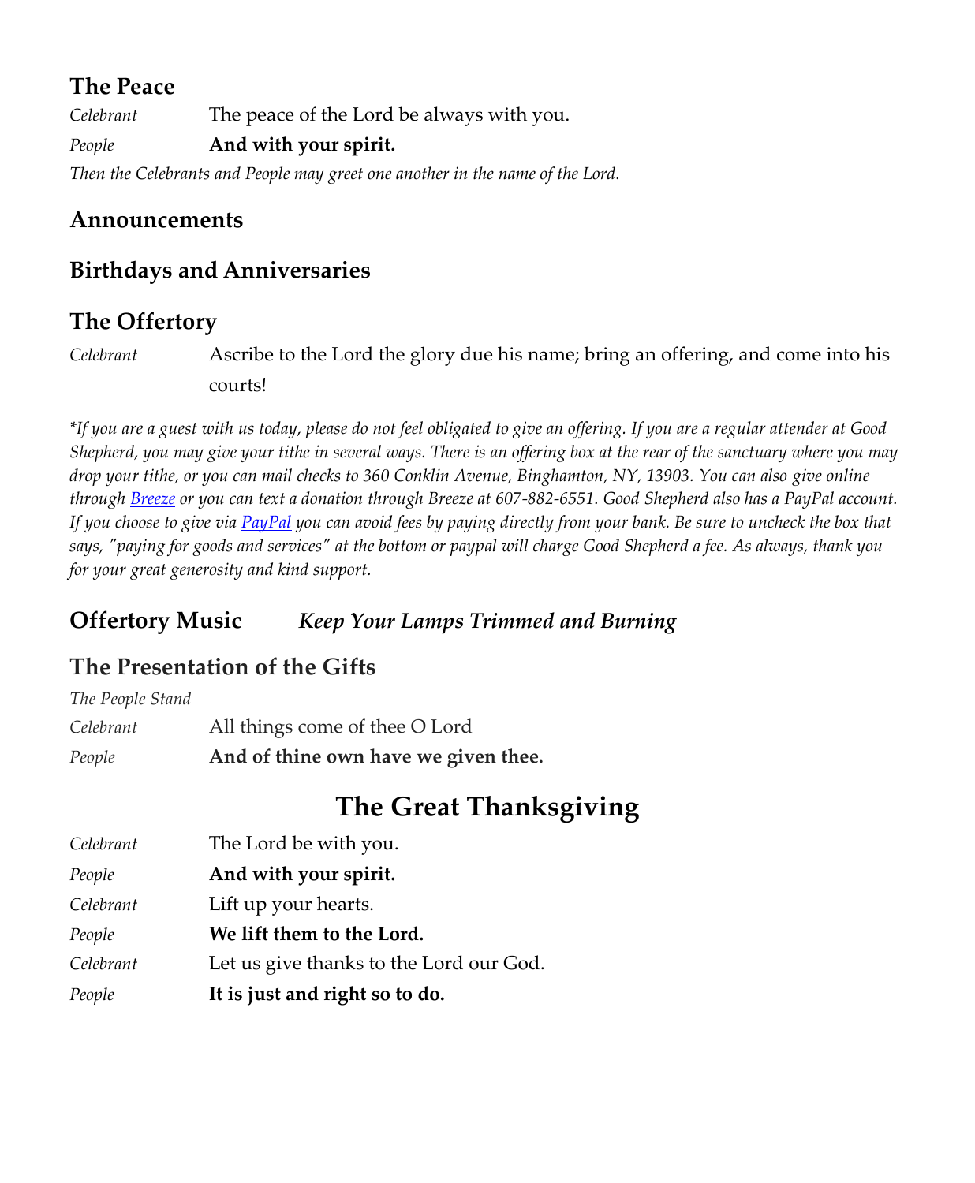## The Peace

*Celebrant* The peace of the Lord be always with you.

*People* **And with your spirit.**

*Then the Celebrants and People may greet one another in the name of the Lord.*

## Announcements

## Birthdays and Anniversaries

## The Offertory

*Celebrant* Ascribe to the Lord the glory due his name; bring an offering, and come into his courts!

*\*If you are a guest with us today, please do not feel obligated to give an offering. If you are a regular attender at Good Shepherd, you may give your tithe in several ways. There is an offering box at the rear of the sanctuary where you may drop your tithe, or you can mail checks to 360 Conklin Avenue, Binghamton, NY, 13903. You can also give online through Breeze or you can text a donation through Breeze at 607-882-6551. Good Shepherd also has a PayPal account. If you choose to give via PayPal you can avoid fees by paying directly from your bank. Be sure to uncheck the box that says, "paying for goods and services" at the bottom or paypal will charge Good Shepherd a fee. As always, thank you for your great generosity and kind support.*

## Offertory Music *Keep Your Lamps Trimmed and Burning*

## The Presentation of the Gifts

*The People Stand*

*Celebrant* All things come of thee O Lord

*People* **And of thine own have we given thee.**

# The Great Thanksgiving

*Celebrant* The Lord be with you.

*People* **And with your spirit.**

*Celebrant* Lift up your hearts.

*People* **We lift them to the Lord.**

*Celebrant* Let us give thanks to the Lord our God.

*People* **It is just and right so to do.**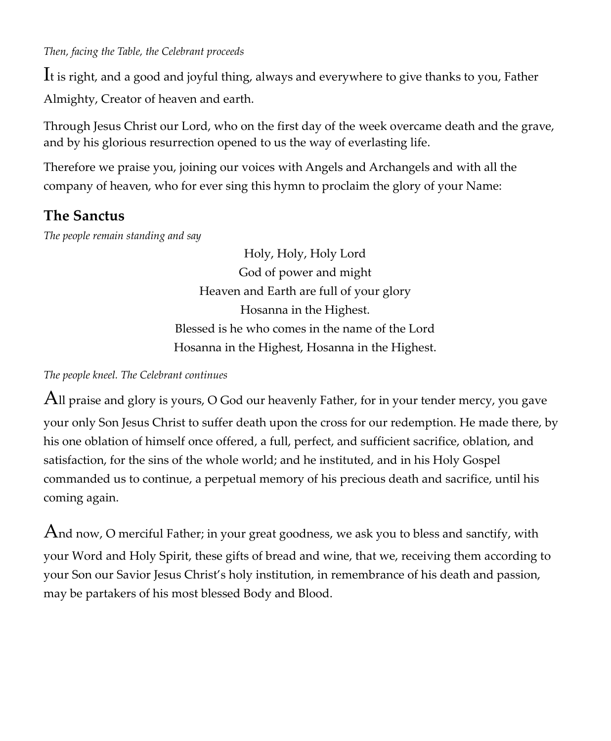*Then, facing the Table, the Celebrant proceeds*

It is right, and a good and joyful thing, always and everywhere to give thanks to you, Father Almighty, Creator of heaven and earth.

Through Jesus Christ our Lord, who on the first day of the week overcame death and the grave, and by his glorious resurrection opened to us the way of everlasting life.

Therefore we praise you, joining our voices with Angels and Archangels and with all the company of heaven, who for ever sing this hymn to proclaim the glory of your Name:

## The Sanctus

*The people remain standing and say*

Holy, Holy, Holy Lord
God of power and might
Heaven and Earth are full of your glory
Hosanna in the Highest.
Blessed is he who comes in the name of the Lord
Hosanna in the Highest, Hosanna in the Highest.

*The people kneel. The Celebrant continues*

All praise and glory is yours, O God our heavenly Father, for in your tender mercy, you gave your only Son Jesus Christ to suffer death upon the cross for our redemption. He made there, by his one oblation of himself once offered, a full, perfect, and sufficient sacrifice, oblation, and satisfaction, for the sins of the whole world; and he instituted, and in his Holy Gospel commanded us to continue, a perpetual memory of his precious death and sacrifice, until his coming again.

And now, O merciful Father; in your great goodness, we ask you to bless and sanctify, with your Word and Holy Spirit, these gifts of bread and wine, that we, receiving them according to your Son our Savior Jesus Christ's holy institution, in remembrance of his death and passion, may be partakers of his most blessed Body and Blood.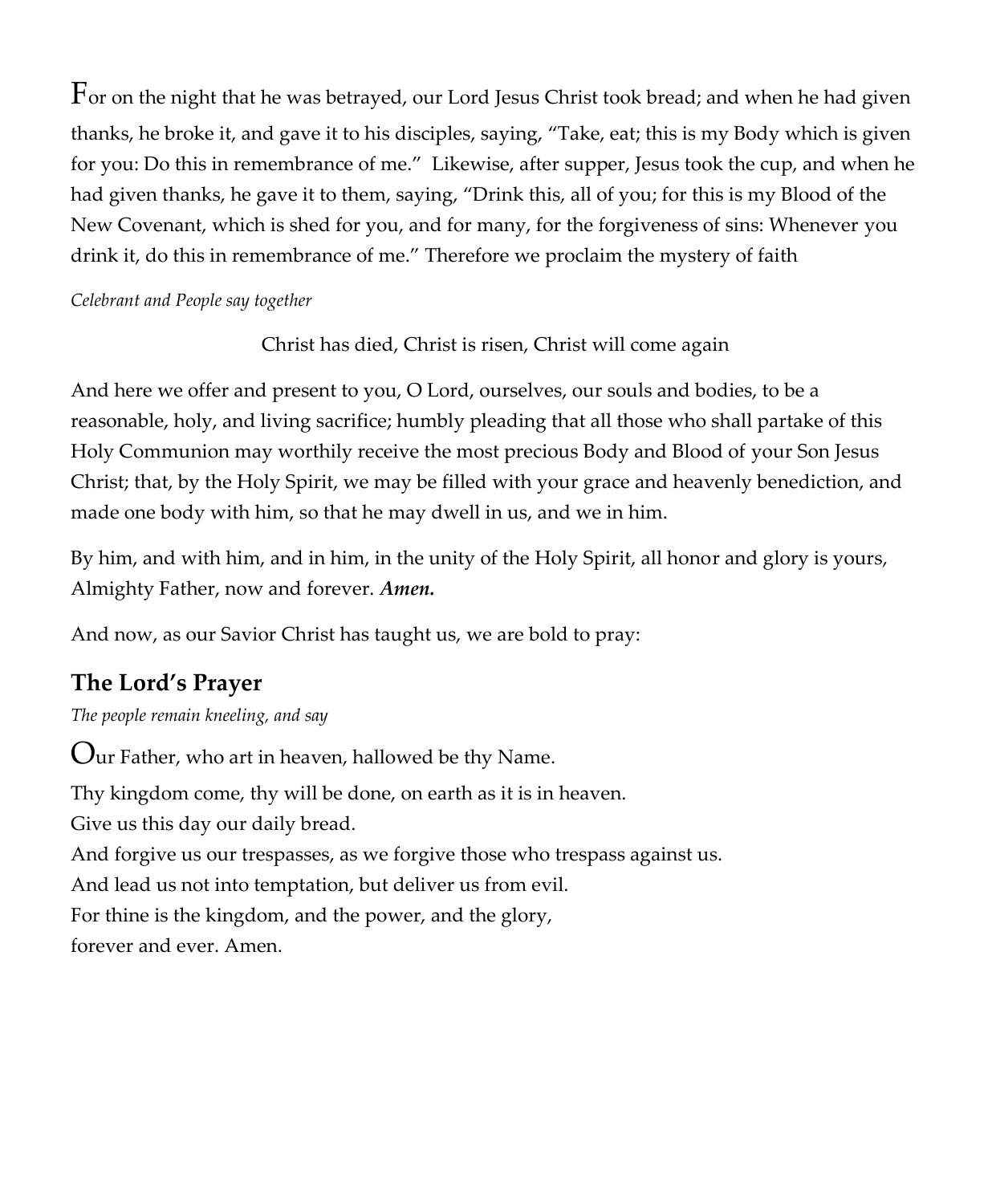For on the night that he was betrayed, our Lord Jesus Christ took bread; and when he had given thanks, he broke it, and gave it to his disciples, saying, "Take, eat; this is my Body which is given for you: Do this in remembrance of me." Likewise, after supper, Jesus took the cup, and when he had given thanks, he gave it to them, saying, "Drink this, all of you; for this is my Blood of the New Covenant, which is shed for you, and for many, for the forgiveness of sins: Whenever you drink it, do this in remembrance of me." Therefore we proclaim the mystery of faith

*Celebrant and People say together*

Christ has died, Christ is risen, Christ will come again

And here we offer and present to you, O Lord, ourselves, our souls and bodies, to be a reasonable, holy, and living sacrifice; humbly pleading that all those who shall partake of this Holy Communion may worthily receive the most precious Body and Blood of your Son Jesus Christ; that, by the Holy Spirit, we may be filled with your grace and heavenly benediction, and made one body with him, so that he may dwell in us, and we in him.

By him, and with him, and in him, in the unity of the Holy Spirit, all honor and glory is yours, Almighty Father, now and forever. ***Amen.***

And now, as our Savior Christ has taught us, we are bold to pray:

## The Lord's Prayer

*The people remain kneeling, and say*

Our Father, who art in heaven, hallowed be thy Name.
Thy kingdom come, thy will be done, on earth as it is in heaven.
Give us this day our daily bread.
And forgive us our trespasses, as we forgive those who trespass against us.
And lead us not into temptation, but deliver us from evil.
For thine is the kingdom, and the power, and the glory,
forever and ever. Amen.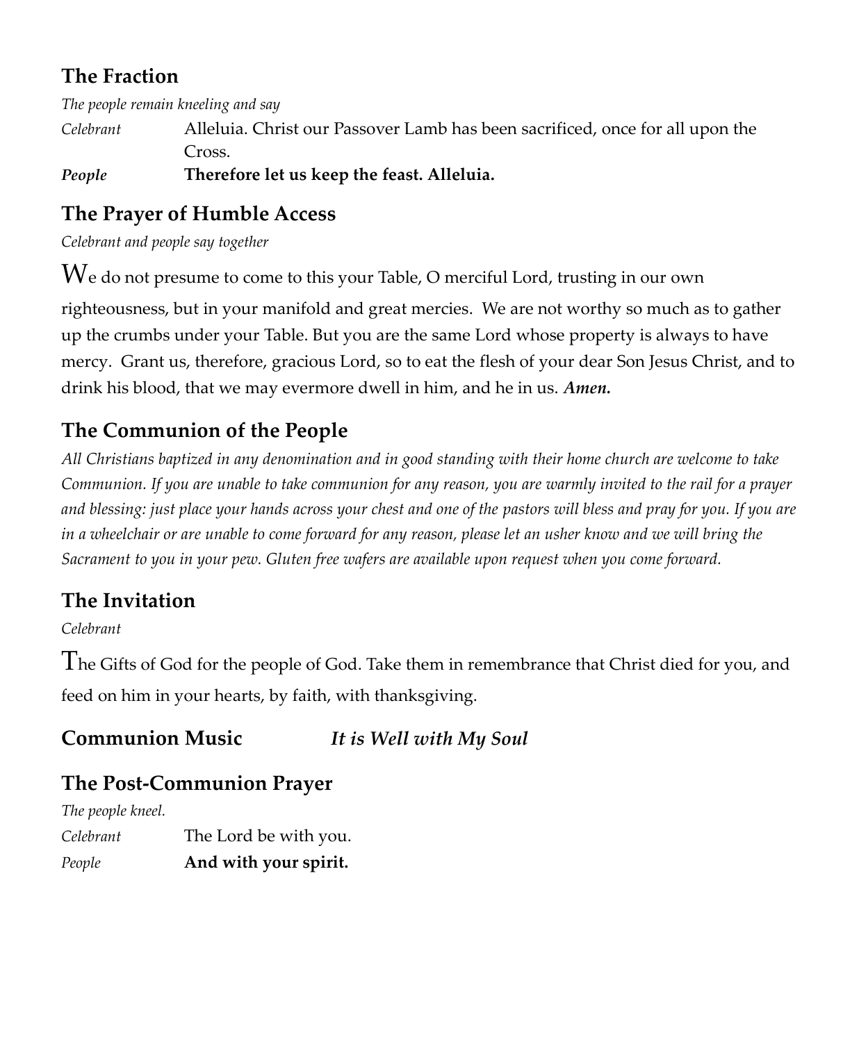## The Fraction

*The people remain kneeling and say*

*Celebrant* Alleluia. Christ our Passover Lamb has been sacrificed, once for all upon the Cross.

***People*** **Therefore let us keep the feast. Alleluia.**

## The Prayer of Humble Access

*Celebrant and people say together*

We do not presume to come to this your Table, O merciful Lord, trusting in our own righteousness, but in your manifold and great mercies. We are not worthy so much as to gather up the crumbs under your Table. But you are the same Lord whose property is always to have mercy. Grant us, therefore, gracious Lord, so to eat the flesh of your dear Son Jesus Christ, and to drink his blood, that we may evermore dwell in him, and he in us. ***Amen.***

## The Communion of the People

*All Christians baptized in any denomination and in good standing with their home church are welcome to take Communion. If you are unable to take communion for any reason, you are warmly invited to the rail for a prayer and blessing: just place your hands across your chest and one of the pastors will bless and pray for you. If you are in a wheelchair or are unable to come forward for any reason, please let an usher know and we will bring the Sacrament to you in your pew. Gluten free wafers are available upon request when you come forward.*

## The Invitation

*Celebrant*

The Gifts of God for the people of God. Take them in remembrance that Christ died for you, and feed on him in your hearts, by faith, with thanksgiving.

## Communion Music ***It is Well with My Soul***

## The Post-Communion Prayer

*The people kneel.*

*Celebrant* The Lord be with you.

*People* **And with your spirit.**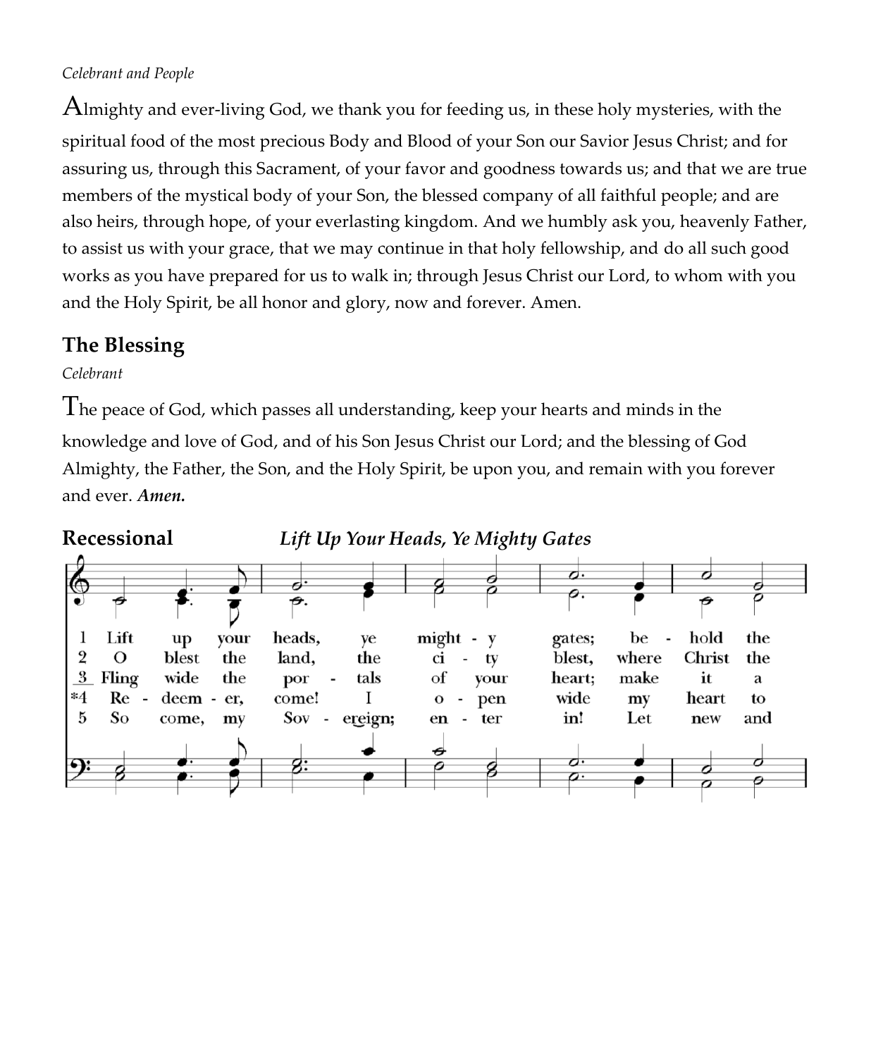*Celebrant and People*

Almighty and ever-living God, we thank you for feeding us, in these holy mysteries, with the spiritual food of the most precious Body and Blood of your Son our Savior Jesus Christ; and for assuring us, through this Sacrament, of your favor and goodness towards us; and that we are true members of the mystical body of your Son, the blessed company of all faithful people; and are also heirs, through hope, of your everlasting kingdom. And we humbly ask you, heavenly Father, to assist us with your grace, that we may continue in that holy fellowship, and do all such good works as you have prepared for us to walk in; through Jesus Christ our Lord, to whom with you and the Holy Spirit, be all honor and glory, now and forever. Amen.

## The Blessing

*Celebrant*

The peace of God, which passes all understanding, keep your hearts and minds in the knowledge and love of God, and of his Son Jesus Christ our Lord; and the blessing of God Almighty, the Father, the Son, and the Holy Spirit, be upon you, and remain with you forever and ever. ***Amen.***

## Recessional *Lift Up Your Heads, Ye Mighty Gates*

1 Lift up your heads, ye might - y gates; be - hold the
2 O blest the land, the ci - ty blest, where Christ the
3 Fling wide the por - tals of your heart; make it a
*4 Re - deem - er, come! I o - pen wide my heart to
5 So come, my Sov - ereign; en - ter in! Let new and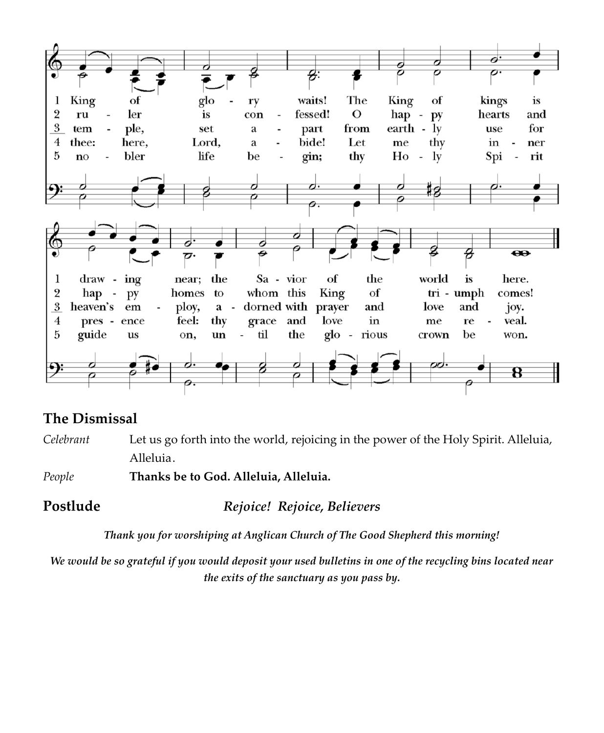1 King of glory waits! The King of kings is drawing near; the Savior of the world is here.
2 ruler is confessed! O happy hearts and happy homes to whom this King of triumph comes!
3 temple, set apart from earthly use for heaven's employ, adorned with prayer and love and joy.
4 thee: here, Lord, abide! Let me thy inner presence feel: thy grace and love in me reveal.
5 nobler life begin; thy Holy Spirit guide us on, until the glorious crown be won.

## The Dismissal

*Celebrant* Let us go forth into the world, rejoicing in the power of the Holy Spirit. Alleluia, Alleluia.

*People* **Thanks be to God. Alleluia, Alleluia.**

## Postlude *Rejoice! Rejoice, Believers*

*Thank you for worshiping at Anglican Church of The Good Shepherd this morning!*

*We would be so grateful if you would deposit your used bulletins in one of the recycling bins located near the exits of the sanctuary as you pass by.*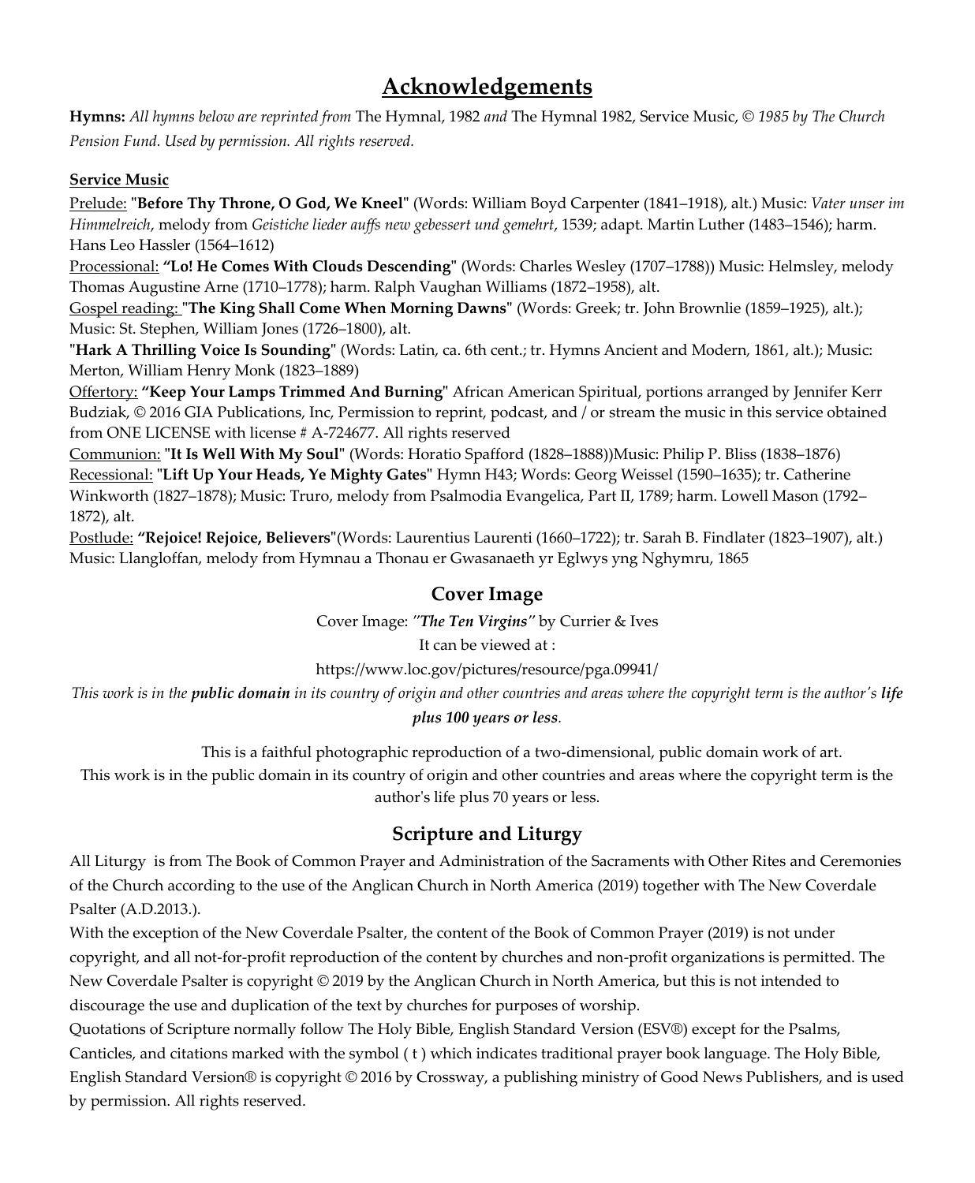# Acknowledgements

**Hymns:** *All hymns below are reprinted from* The Hymnal, 1982 *and* The Hymnal 1982, Service Music, *© 1985 by The Church Pension Fund. Used by permission. All rights reserved.*

**Service Music**

Prelude: "**Before Thy Throne, O God, We Kneel**" (Words: William Boyd Carpenter (1841–1918), alt.) Music: *Vater unser im Himmelreich*, melody from *Geistiche lieder auffs new gebessert und gemehrt*, 1539; adapt. Martin Luther (1483–1546); harm. Hans Leo Hassler (1564–1612)

Processional: **"Lo! He Comes With Clouds Descending"** (Words: Charles Wesley (1707–1788)) Music: Helmsley, melody Thomas Augustine Arne (1710–1778); harm. Ralph Vaughan Williams (1872–1958), alt.

Gospel reading: "**The King Shall Come When Morning Dawns**" (Words: Greek; tr. John Brownlie (1859–1925), alt.); Music: St. Stephen, William Jones (1726–1800), alt.

"**Hark A Thrilling Voice Is Sounding**" (Words: Latin, ca. 6th cent.; tr. Hymns Ancient and Modern, 1861, alt.); Music: Merton, William Henry Monk (1823–1889)

Offertory: **"Keep Your Lamps Trimmed And Burning"** African American Spiritual, portions arranged by Jennifer Kerr Budziak, © 2016 GIA Publications, Inc, Permission to reprint, podcast, and / or stream the music in this service obtained from ONE LICENSE with license # A-724677. All rights reserved

Communion: "**It Is Well With My Soul**" (Words: Horatio Spafford (1828–1888))Music: Philip P. Bliss (1838–1876)

Recessional: "**Lift Up Your Heads, Ye Mighty Gates**" Hymn H43; Words: Georg Weissel (1590–1635); tr. Catherine Winkworth (1827–1878); Music: Truro, melody from Psalmodia Evangelica, Part II, 1789; harm. Lowell Mason (1792–1872), alt.

Postlude: **"Rejoice! Rejoice, Believers"**(Words: Laurentius Laurenti (1660–1722); tr. Sarah B. Findlater (1823–1907), alt.) Music: Llangloffan, melody from Hymnau a Thonau er Gwasanaeth yr Eglwys yng Nghymru, 1865

## Cover Image

Cover Image: *"**The Ten Virgins**"* by Currier & Ives

It can be viewed at :

https://www.loc.gov/pictures/resource/pga.09941/

*This work is in the **public domain** in its country of origin and other countries and areas where the copyright term is the author's **life plus 100 years or less**.*

This is a faithful photographic reproduction of a two-dimensional, public domain work of art. This work is in the public domain in its country of origin and other countries and areas where the copyright term is the author's life plus 70 years or less.

## Scripture and Liturgy

All Liturgy is from The Book of Common Prayer and Administration of the Sacraments with Other Rites and Ceremonies of the Church according to the use of the Anglican Church in North America (2019) together with The New Coverdale Psalter (A.D.2013.).

With the exception of the New Coverdale Psalter, the content of the Book of Common Prayer (2019) is not under copyright, and all not-for-profit reproduction of the content by churches and non-profit organizations is permitted. The New Coverdale Psalter is copyright © 2019 by the Anglican Church in North America, but this is not intended to discourage the use and duplication of the text by churches for purposes of worship.

Quotations of Scripture normally follow The Holy Bible, English Standard Version (ESV®) except for the Psalms, Canticles, and citations marked with the symbol ( t ) which indicates traditional prayer book language. The Holy Bible, English Standard Version® is copyright © 2016 by Crossway, a publishing ministry of Good News Publishers, and is used by permission. All rights reserved.